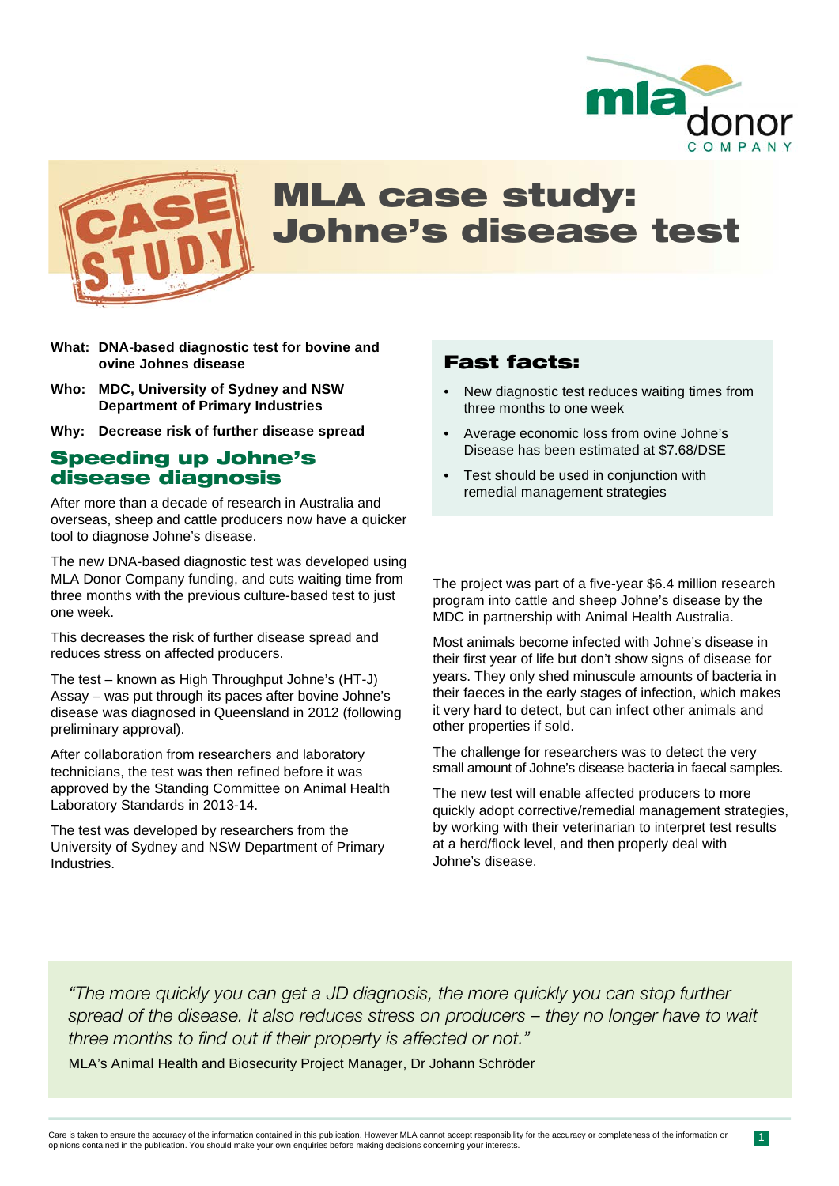# MLA case study: Johne's disease test

**What:** **DNA-based diagnostic test for bovine and ovine Johnes disease**

**Who:** **MDC, University of Sydney and NSW Department of Primary Industries**

**Why:** **Decrease risk of further disease spread**

## Speeding up Johne's disease diagnosis

After more than a decade of research in Australia and overseas, sheep and cattle producers now have a quicker tool to diagnose Johne's disease.

The new DNA-based diagnostic test was developed using MLA Donor Company funding, and cuts waiting time from three months with the previous culture-based test to just one week.

This decreases the risk of further disease spread and reduces stress on affected producers.

The test – known as High Throughput Johne's (HT-J) Assay – was put through its paces after bovine Johne's disease was diagnosed in Queensland in 2012 (following preliminary approval).

After collaboration from researchers and laboratory technicians, the test was then refined before it was approved by the Standing Committee on Animal Health Laboratory Standards in 2013-14.

The test was developed by researchers from the University of Sydney and NSW Department of Primary Industries.

## Fast facts:

- New diagnostic test reduces waiting times from three months to one week
- Average economic loss from ovine Johne's Disease has been estimated at $7.68/DSE
- Test should be used in conjunction with remedial management strategies

The project was part of a five-year $6.4 million research program into cattle and sheep Johne's disease by the MDC in partnership with Animal Health Australia.

Most animals become infected with Johne's disease in their first year of life but don't show signs of disease for years. They only shed minuscule amounts of bacteria in their faeces in the early stages of infection, which makes it very hard to detect, but can infect other animals and other properties if sold.

The challenge for researchers was to detect the very small amount of Johne's disease bacteria in faecal samples.

The new test will enable affected producers to more quickly adopt corrective/remedial management strategies, by working with their veterinarian to interpret test results at a herd/flock level, and then properly deal with Johne's disease.

*"The more quickly you can get a JD diagnosis, the more quickly you can stop further spread of the disease. It also reduces stress on producers – they no longer have to wait three months to find out if their property is affected or not."*

MLA's Animal Health and Biosecurity Project Manager, Dr Johann Schröder

Care is taken to ensure the accuracy of the information contained in this publication. However MLA cannot accept responsibility for the accuracy or completeness of the information or opinions contained in the publication. You should make your own enquiries before making decisions concerning your interests.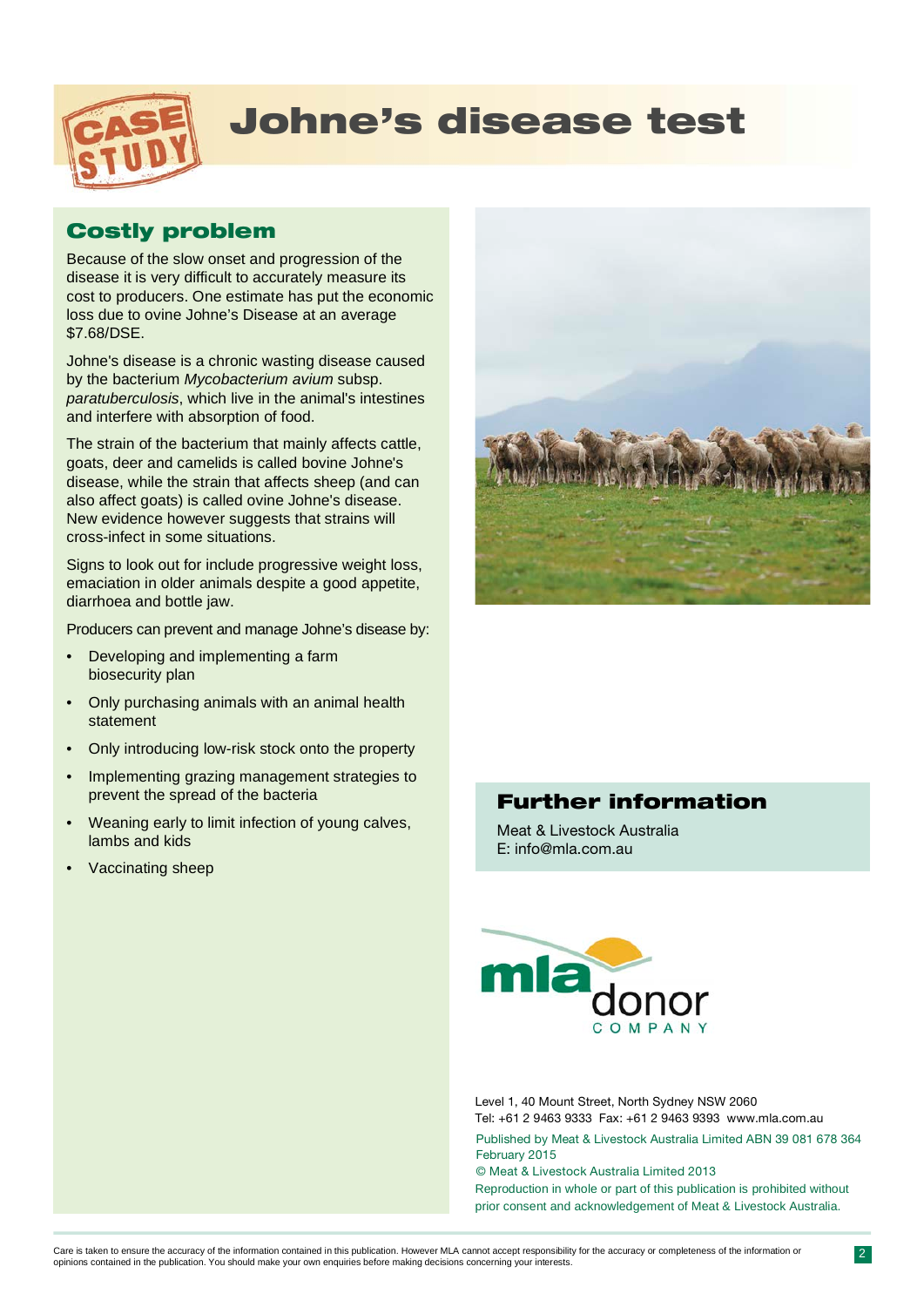# Johne's disease test

## Costly problem

Because of the slow onset and progression of the disease it is very difficult to accurately measure its cost to producers. One estimate has put the economic loss due to ovine Johne's Disease at an average $7.68/DSE.

Johne's disease is a chronic wasting disease caused by the bacterium *Mycobacterium avium* subsp. *paratuberculosis*, which live in the animal's intestines and interfere with absorption of food.

The strain of the bacterium that mainly affects cattle, goats, deer and camelids is called bovine Johne's disease, while the strain that affects sheep (and can also affect goats) is called ovine Johne's disease. New evidence however suggests that strains will cross-infect in some situations.

Signs to look out for include progressive weight loss, emaciation in older animals despite a good appetite, diarrhoea and bottle jaw.

Producers can prevent and manage Johne's disease by:

- Developing and implementing a farm biosecurity plan
- Only purchasing animals with an animal health statement
- Only introducing low-risk stock onto the property
- Implementing grazing management strategies to prevent the spread of the bacteria
- Weaning early to limit infection of young calves, lambs and kids
- Vaccinating sheep

## Further information

Meat & Livestock Australia
E: info@mla.com.au

Level 1, 40 Mount Street, North Sydney NSW 2060
Tel: +61 2 9463 9333 Fax: +61 2 9463 9393 www.mla.com.au

Published by Meat & Livestock Australia Limited ABN 39 081 678 364
February 2015
© Meat & Livestock Australia Limited 2013
Reproduction in whole or part of this publication is prohibited without prior consent and acknowledgement of Meat & Livestock Australia.

Care is taken to ensure the accuracy of the information contained in this publication. However MLA cannot accept responsibility for the accuracy or completeness of the information or opinions contained in the publication. You should make your own enquiries before making decisions concerning your interests.